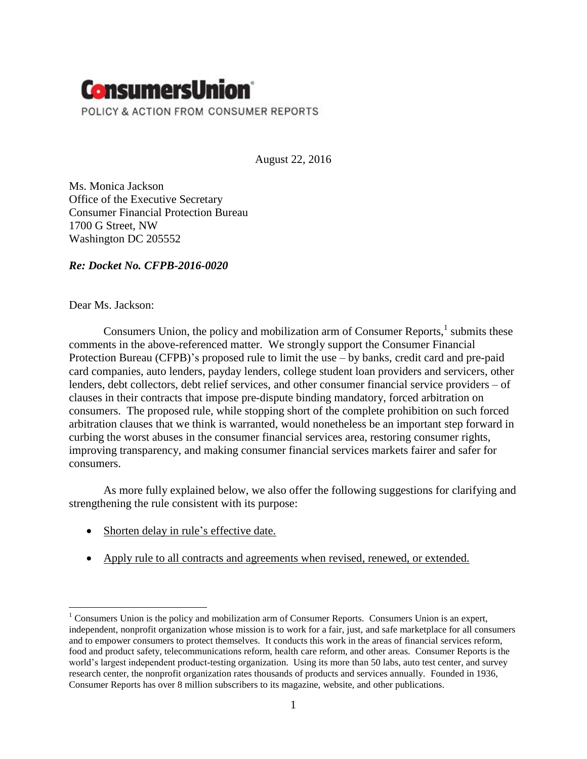# ConsumersUnion

POLICY & ACTION FROM CONSUMER REPORTS

August 22, 2016

Ms. Monica Jackson
Office of the Executive Secretary
Consumer Financial Protection Bureau
1700 G Street, NW
Washington DC 205552

***Re: Docket No. CFPB-2016-0020***

Dear Ms. Jackson:

Consumers Union, the policy and mobilization arm of Consumer Reports,[1] submits these comments in the above-referenced matter. We strongly support the Consumer Financial Protection Bureau (CFPB)'s proposed rule to limit the use – by banks, credit card and pre-paid card companies, auto lenders, payday lenders, college student loan providers and servicers, other lenders, debt collectors, debt relief services, and other consumer financial service providers – of clauses in their contracts that impose pre-dispute binding mandatory, forced arbitration on consumers. The proposed rule, while stopping short of the complete prohibition on such forced arbitration clauses that we think is warranted, would nonetheless be an important step forward in curbing the worst abuses in the consumer financial services area, restoring consumer rights, improving transparency, and making consumer financial services markets fairer and safer for consumers.

As more fully explained below, we also offer the following suggestions for clarifying and strengthening the rule consistent with its purpose:

- <u>Shorten delay in rule's effective date.</u>
- <u>Apply rule to all contracts and agreements when revised, renewed, or extended.</u>

[1] Consumers Union is the policy and mobilization arm of Consumer Reports. Consumers Union is an expert, independent, nonprofit organization whose mission is to work for a fair, just, and safe marketplace for all consumers and to empower consumers to protect themselves. It conducts this work in the areas of financial services reform, food and product safety, telecommunications reform, health care reform, and other areas. Consumer Reports is the world's largest independent product-testing organization. Using its more than 50 labs, auto test center, and survey research center, the nonprofit organization rates thousands of products and services annually. Founded in 1936, Consumer Reports has over 8 million subscribers to its magazine, website, and other publications.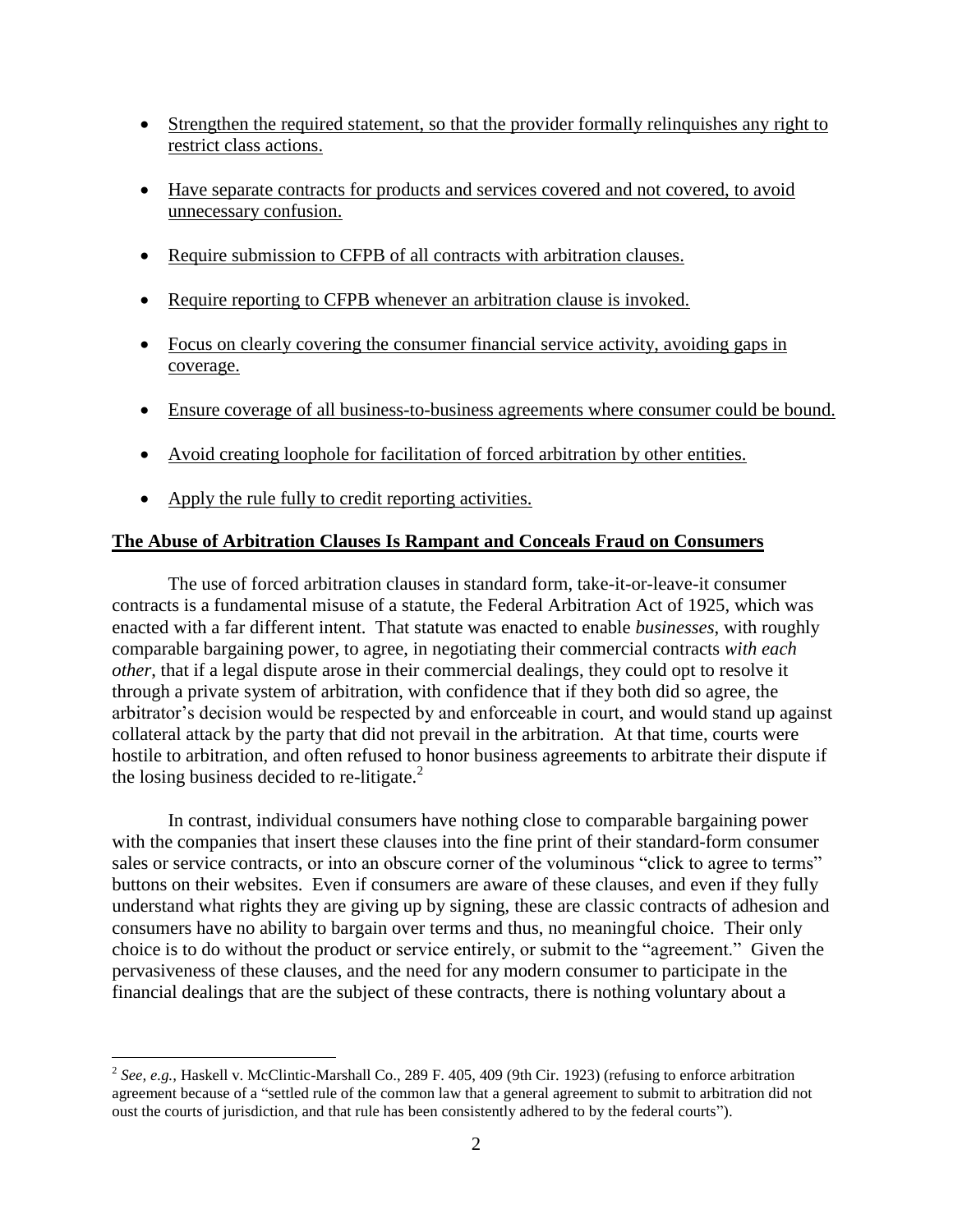- Strengthen the required statement, so that the provider formally relinquishes any right to restrict class actions.
- Have separate contracts for products and services covered and not covered, to avoid unnecessary confusion.
- Require submission to CFPB of all contracts with arbitration clauses.
- Require reporting to CFPB whenever an arbitration clause is invoked.
- Focus on clearly covering the consumer financial service activity, avoiding gaps in coverage.
- Ensure coverage of all business-to-business agreements where consumer could be bound.
- Avoid creating loophole for facilitation of forced arbitration by other entities.
- Apply the rule fully to credit reporting activities.

## The Abuse of Arbitration Clauses Is Rampant and Conceals Fraud on Consumers

The use of forced arbitration clauses in standard form, take-it-or-leave-it consumer contracts is a fundamental misuse of a statute, the Federal Arbitration Act of 1925, which was enacted with a far different intent. That statute was enacted to enable *businesses*, with roughly comparable bargaining power, to agree, in negotiating their commercial contracts *with each other*, that if a legal dispute arose in their commercial dealings, they could opt to resolve it through a private system of arbitration, with confidence that if they both did so agree, the arbitrator's decision would be respected by and enforceable in court, and would stand up against collateral attack by the party that did not prevail in the arbitration. At that time, courts were hostile to arbitration, and often refused to honor business agreements to arbitrate their dispute if the losing business decided to re-litigate.[2]

In contrast, individual consumers have nothing close to comparable bargaining power with the companies that insert these clauses into the fine print of their standard-form consumer sales or service contracts, or into an obscure corner of the voluminous "click to agree to terms" buttons on their websites. Even if consumers are aware of these clauses, and even if they fully understand what rights they are giving up by signing, these are classic contracts of adhesion and consumers have no ability to bargain over terms and thus, no meaningful choice. Their only choice is to do without the product or service entirely, or submit to the "agreement." Given the pervasiveness of these clauses, and the need for any modern consumer to participate in the financial dealings that are the subject of these contracts, there is nothing voluntary about a

[2] *See, e.g.*, Haskell v. McClintic-Marshall Co., 289 F. 405, 409 (9th Cir. 1923) (refusing to enforce arbitration agreement because of a "settled rule of the common law that a general agreement to submit to arbitration did not oust the courts of jurisdiction, and that rule has been consistently adhered to by the federal courts").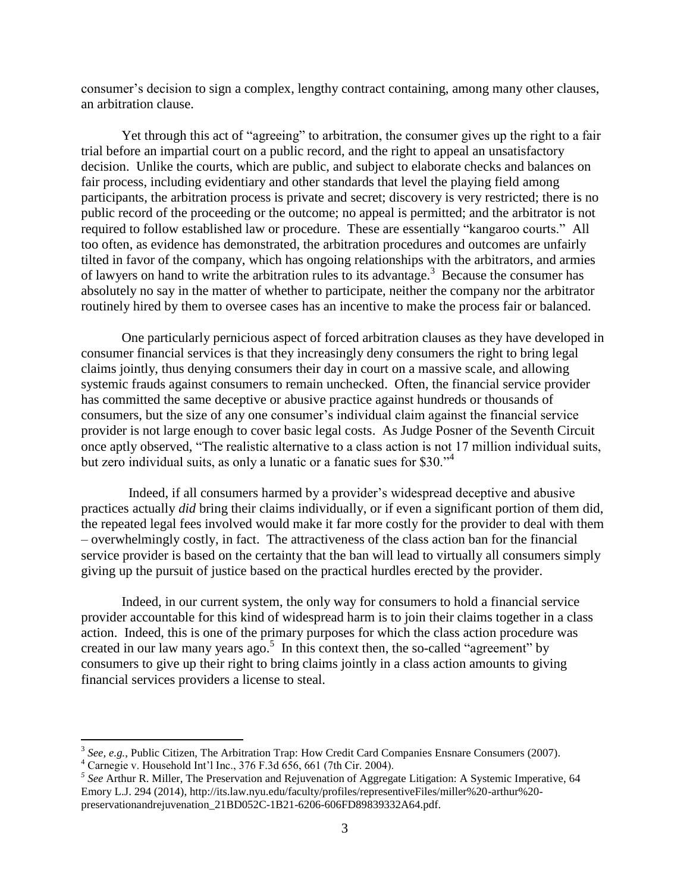consumer's decision to sign a complex, lengthy contract containing, among many other clauses, an arbitration clause.

Yet through this act of "agreeing" to arbitration, the consumer gives up the right to a fair trial before an impartial court on a public record, and the right to appeal an unsatisfactory decision. Unlike the courts, which are public, and subject to elaborate checks and balances on fair process, including evidentiary and other standards that level the playing field among participants, the arbitration process is private and secret; discovery is very restricted; there is no public record of the proceeding or the outcome; no appeal is permitted; and the arbitrator is not required to follow established law or procedure. These are essentially "kangaroo courts." All too often, as evidence has demonstrated, the arbitration procedures and outcomes are unfairly tilted in favor of the company, which has ongoing relationships with the arbitrators, and armies of lawyers on hand to write the arbitration rules to its advantage.[3] Because the consumer has absolutely no say in the matter of whether to participate, neither the company nor the arbitrator routinely hired by them to oversee cases has an incentive to make the process fair or balanced.

One particularly pernicious aspect of forced arbitration clauses as they have developed in consumer financial services is that they increasingly deny consumers the right to bring legal claims jointly, thus denying consumers their day in court on a massive scale, and allowing systemic frauds against consumers to remain unchecked. Often, the financial service provider has committed the same deceptive or abusive practice against hundreds or thousands of consumers, but the size of any one consumer's individual claim against the financial service provider is not large enough to cover basic legal costs. As Judge Posner of the Seventh Circuit once aptly observed, "The realistic alternative to a class action is not 17 million individual suits, but zero individual suits, as only a lunatic or a fanatic sues for $30."[4]

Indeed, if all consumers harmed by a provider's widespread deceptive and abusive practices actually *did* bring their claims individually, or if even a significant portion of them did, the repeated legal fees involved would make it far more costly for the provider to deal with them – overwhelmingly costly, in fact. The attractiveness of the class action ban for the financial service provider is based on the certainty that the ban will lead to virtually all consumers simply giving up the pursuit of justice based on the practical hurdles erected by the provider.

Indeed, in our current system, the only way for consumers to hold a financial service provider accountable for this kind of widespread harm is to join their claims together in a class action. Indeed, this is one of the primary purposes for which the class action procedure was created in our law many years ago.[5] In this context then, the so-called "agreement" by consumers to give up their right to bring claims jointly in a class action amounts to giving financial services providers a license to steal.

---

[3] *See, e.g.*, Public Citizen, The Arbitration Trap: How Credit Card Companies Ensnare Consumers (2007).

[4] Carnegie v. Household Int'l Inc., 376 F.3d 656, 661 (7th Cir. 2004).

[5] *See* Arthur R. Miller, The Preservation and Rejuvenation of Aggregate Litigation: A Systemic Imperative, 64 Emory L.J. 294 (2014), http://its.law.nyu.edu/faculty/profiles/representiveFiles/miller%20-arthur%20-preservationandrejuvenation_21BD052C-1B21-6206-606FD89839332A64.pdf.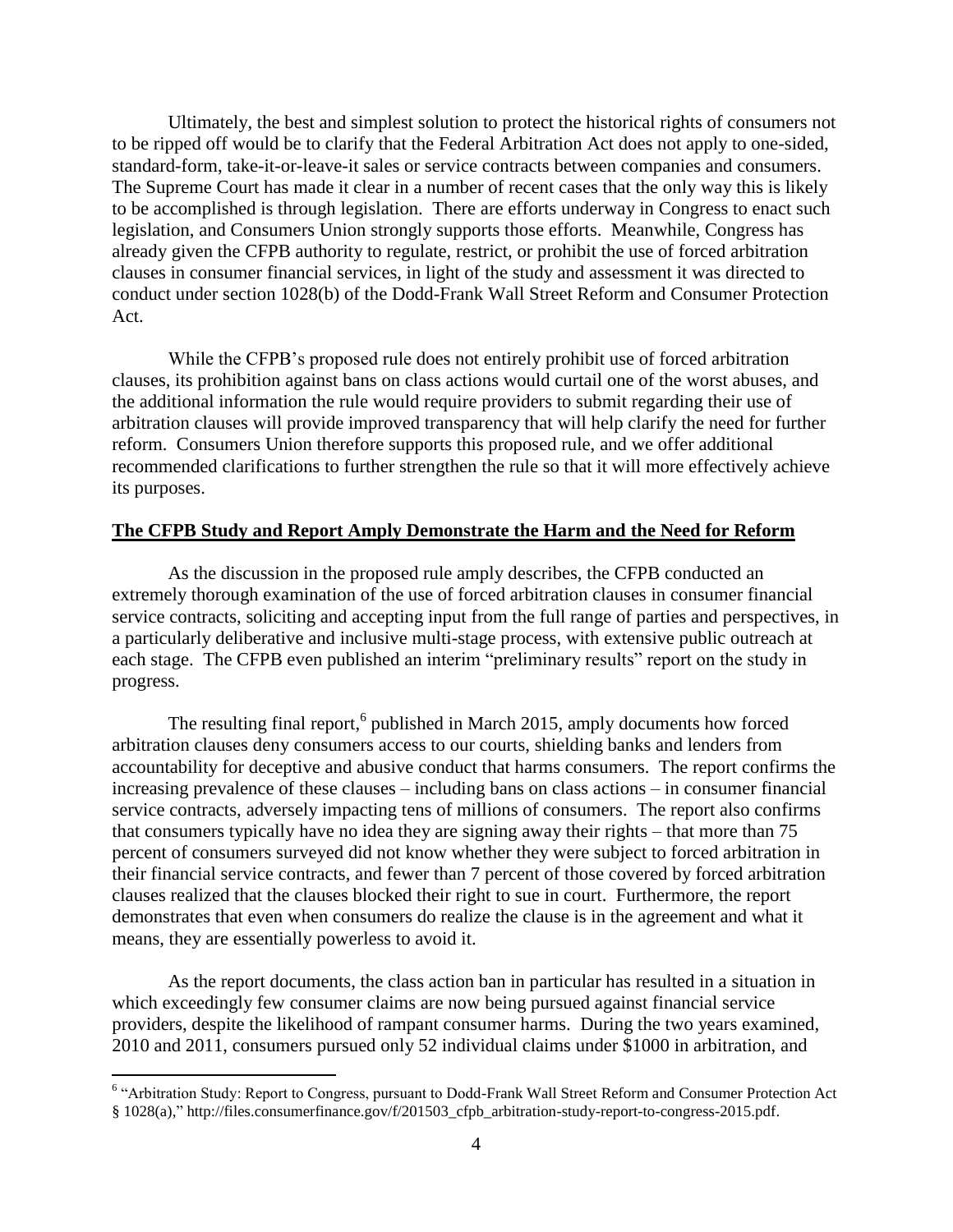Ultimately, the best and simplest solution to protect the historical rights of consumers not to be ripped off would be to clarify that the Federal Arbitration Act does not apply to one-sided, standard-form, take-it-or-leave-it sales or service contracts between companies and consumers. The Supreme Court has made it clear in a number of recent cases that the only way this is likely to be accomplished is through legislation. There are efforts underway in Congress to enact such legislation, and Consumers Union strongly supports those efforts. Meanwhile, Congress has already given the CFPB authority to regulate, restrict, or prohibit the use of forced arbitration clauses in consumer financial services, in light of the study and assessment it was directed to conduct under section 1028(b) of the Dodd-Frank Wall Street Reform and Consumer Protection Act.

While the CFPB's proposed rule does not entirely prohibit use of forced arbitration clauses, its prohibition against bans on class actions would curtail one of the worst abuses, and the additional information the rule would require providers to submit regarding their use of arbitration clauses will provide improved transparency that will help clarify the need for further reform. Consumers Union therefore supports this proposed rule, and we offer additional recommended clarifications to further strengthen the rule so that it will more effectively achieve its purposes.

**The CFPB Study and Report Amply Demonstrate the Harm and the Need for Reform**

As the discussion in the proposed rule amply describes, the CFPB conducted an extremely thorough examination of the use of forced arbitration clauses in consumer financial service contracts, soliciting and accepting input from the full range of parties and perspectives, in a particularly deliberative and inclusive multi-stage process, with extensive public outreach at each stage. The CFPB even published an interim "preliminary results" report on the study in progress.

The resulting final report,[6] published in March 2015, amply documents how forced arbitration clauses deny consumers access to our courts, shielding banks and lenders from accountability for deceptive and abusive conduct that harms consumers. The report confirms the increasing prevalence of these clauses – including bans on class actions – in consumer financial service contracts, adversely impacting tens of millions of consumers. The report also confirms that consumers typically have no idea they are signing away their rights – that more than 75 percent of consumers surveyed did not know whether they were subject to forced arbitration in their financial service contracts, and fewer than 7 percent of those covered by forced arbitration clauses realized that the clauses blocked their right to sue in court. Furthermore, the report demonstrates that even when consumers do realize the clause is in the agreement and what it means, they are essentially powerless to avoid it.

As the report documents, the class action ban in particular has resulted in a situation in which exceedingly few consumer claims are now being pursued against financial service providers, despite the likelihood of rampant consumer harms. During the two years examined, 2010 and 2011, consumers pursued only 52 individual claims under $1000 in arbitration, and

[6] "Arbitration Study: Report to Congress, pursuant to Dodd-Frank Wall Street Reform and Consumer Protection Act § 1028(a)," http://files.consumerfinance.gov/f/201503_cfpb_arbitration-study-report-to-congress-2015.pdf.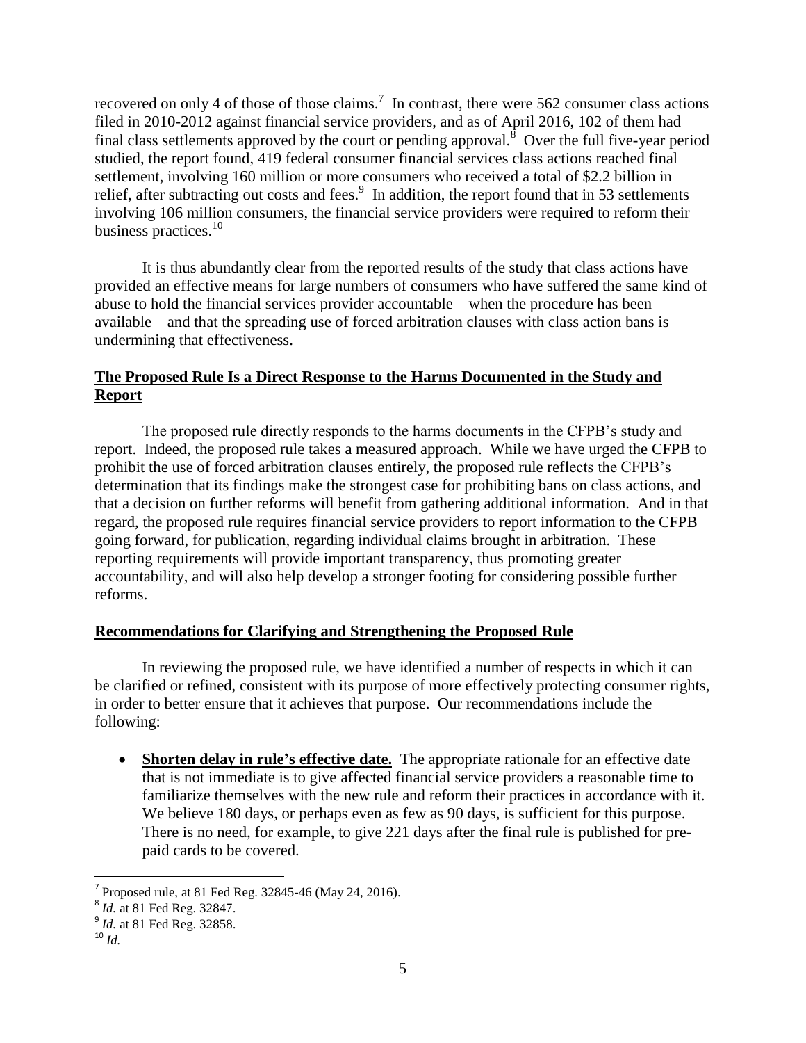recovered on only 4 of those of those claims.[7] In contrast, there were 562 consumer class actions filed in 2010-2012 against financial service providers, and as of April 2016, 102 of them had final class settlements approved by the court or pending approval.[8] Over the full five-year period studied, the report found, 419 federal consumer financial services class actions reached final settlement, involving 160 million or more consumers who received a total of $2.2 billion in relief, after subtracting out costs and fees.[9] In addition, the report found that in 53 settlements involving 106 million consumers, the financial service providers were required to reform their business practices.[10]

It is thus abundantly clear from the reported results of the study that class actions have provided an effective means for large numbers of consumers who have suffered the same kind of abuse to hold the financial services provider accountable – when the procedure has been available – and that the spreading use of forced arbitration clauses with class action bans is undermining that effectiveness.

## **The Proposed Rule Is a Direct Response to the Harms Documented in the Study and Report**

The proposed rule directly responds to the harms documents in the CFPB's study and report. Indeed, the proposed rule takes a measured approach. While we have urged the CFPB to prohibit the use of forced arbitration clauses entirely, the proposed rule reflects the CFPB's determination that its findings make the strongest case for prohibiting bans on class actions, and that a decision on further reforms will benefit from gathering additional information. And in that regard, the proposed rule requires financial service providers to report information to the CFPB going forward, for publication, regarding individual claims brought in arbitration. These reporting requirements will provide important transparency, thus promoting greater accountability, and will also help develop a stronger footing for considering possible further reforms.

## **Recommendations for Clarifying and Strengthening the Proposed Rule**

In reviewing the proposed rule, we have identified a number of respects in which it can be clarified or refined, consistent with its purpose of more effectively protecting consumer rights, in order to better ensure that it achieves that purpose. Our recommendations include the following:

- **Shorten delay in rule's effective date.** The appropriate rationale for an effective date that is not immediate is to give affected financial service providers a reasonable time to familiarize themselves with the new rule and reform their practices in accordance with it. We believe 180 days, or perhaps even as few as 90 days, is sufficient for this purpose. There is no need, for example, to give 221 days after the final rule is published for pre-paid cards to be covered.

---

[7] Proposed rule, at 81 Fed Reg. 32845-46 (May 24, 2016).

[8] *Id.* at 81 Fed Reg. 32847.

[9] *Id.* at 81 Fed Reg. 32858.

[10] *Id.*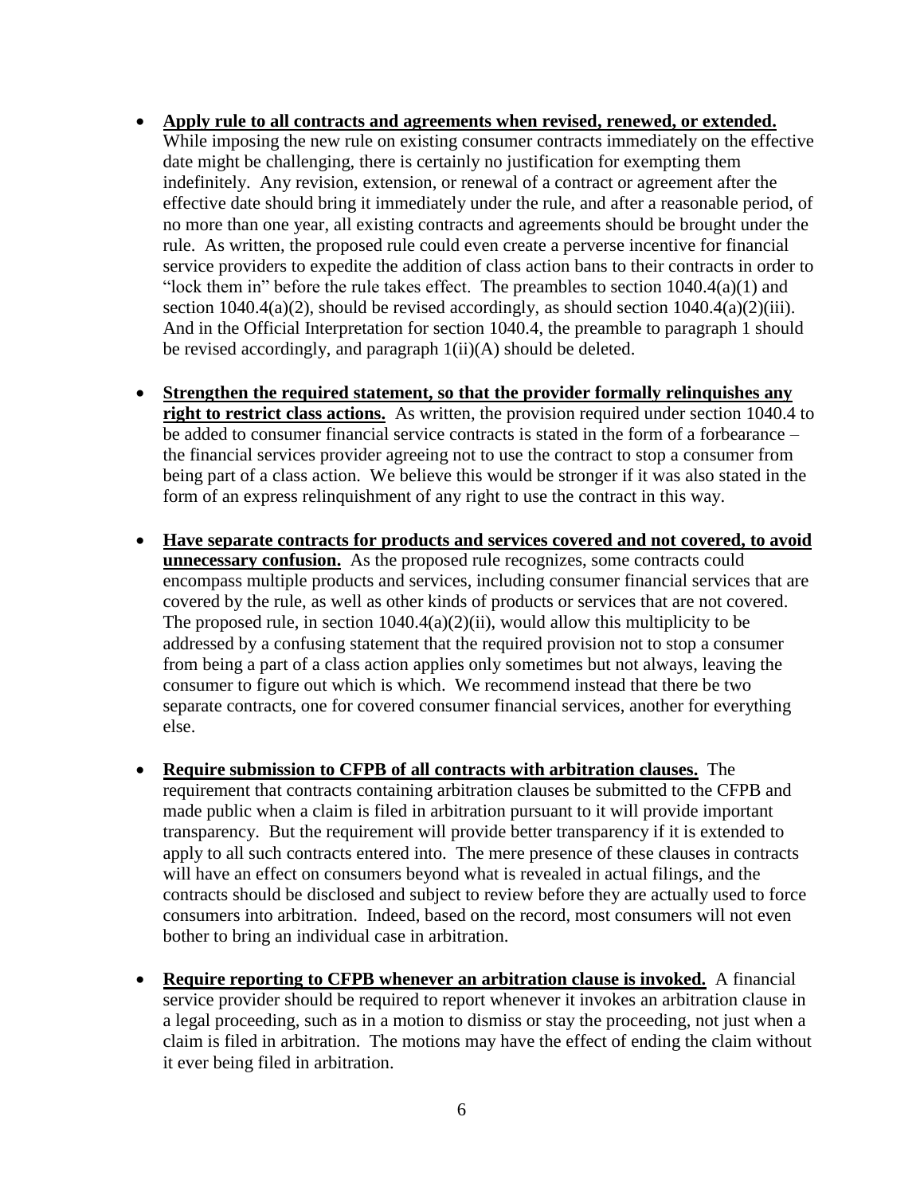- **Apply rule to all contracts and agreements when revised, renewed, or extended.** While imposing the new rule on existing consumer contracts immediately on the effective date might be challenging, there is certainly no justification for exempting them indefinitely. Any revision, extension, or renewal of a contract or agreement after the effective date should bring it immediately under the rule, and after a reasonable period, of no more than one year, all existing contracts and agreements should be brought under the rule. As written, the proposed rule could even create a perverse incentive for financial service providers to expedite the addition of class action bans to their contracts in order to "lock them in" before the rule takes effect. The preambles to section 1040.4(a)(1) and section 1040.4(a)(2), should be revised accordingly, as should section 1040.4(a)(2)(iii). And in the Official Interpretation for section 1040.4, the preamble to paragraph 1 should be revised accordingly, and paragraph 1(ii)(A) should be deleted.

- **Strengthen the required statement, so that the provider formally relinquishes any right to restrict class actions.** As written, the provision required under section 1040.4 to be added to consumer financial service contracts is stated in the form of a forbearance – the financial services provider agreeing not to use the contract to stop a consumer from being part of a class action. We believe this would be stronger if it was also stated in the form of an express relinquishment of any right to use the contract in this way.

- **Have separate contracts for products and services covered and not covered, to avoid unnecessary confusion.** As the proposed rule recognizes, some contracts could encompass multiple products and services, including consumer financial services that are covered by the rule, as well as other kinds of products or services that are not covered. The proposed rule, in section 1040.4(a)(2)(ii), would allow this multiplicity to be addressed by a confusing statement that the required provision not to stop a consumer from being a part of a class action applies only sometimes but not always, leaving the consumer to figure out which is which. We recommend instead that there be two separate contracts, one for covered consumer financial services, another for everything else.

- **Require submission to CFPB of all contracts with arbitration clauses.** The requirement that contracts containing arbitration clauses be submitted to the CFPB and made public when a claim is filed in arbitration pursuant to it will provide important transparency. But the requirement will provide better transparency if it is extended to apply to all such contracts entered into. The mere presence of these clauses in contracts will have an effect on consumers beyond what is revealed in actual filings, and the contracts should be disclosed and subject to review before they are actually used to force consumers into arbitration. Indeed, based on the record, most consumers will not even bother to bring an individual case in arbitration.

- **Require reporting to CFPB whenever an arbitration clause is invoked.** A financial service provider should be required to report whenever it invokes an arbitration clause in a legal proceeding, such as in a motion to dismiss or stay the proceeding, not just when a claim is filed in arbitration. The motions may have the effect of ending the claim without it ever being filed in arbitration.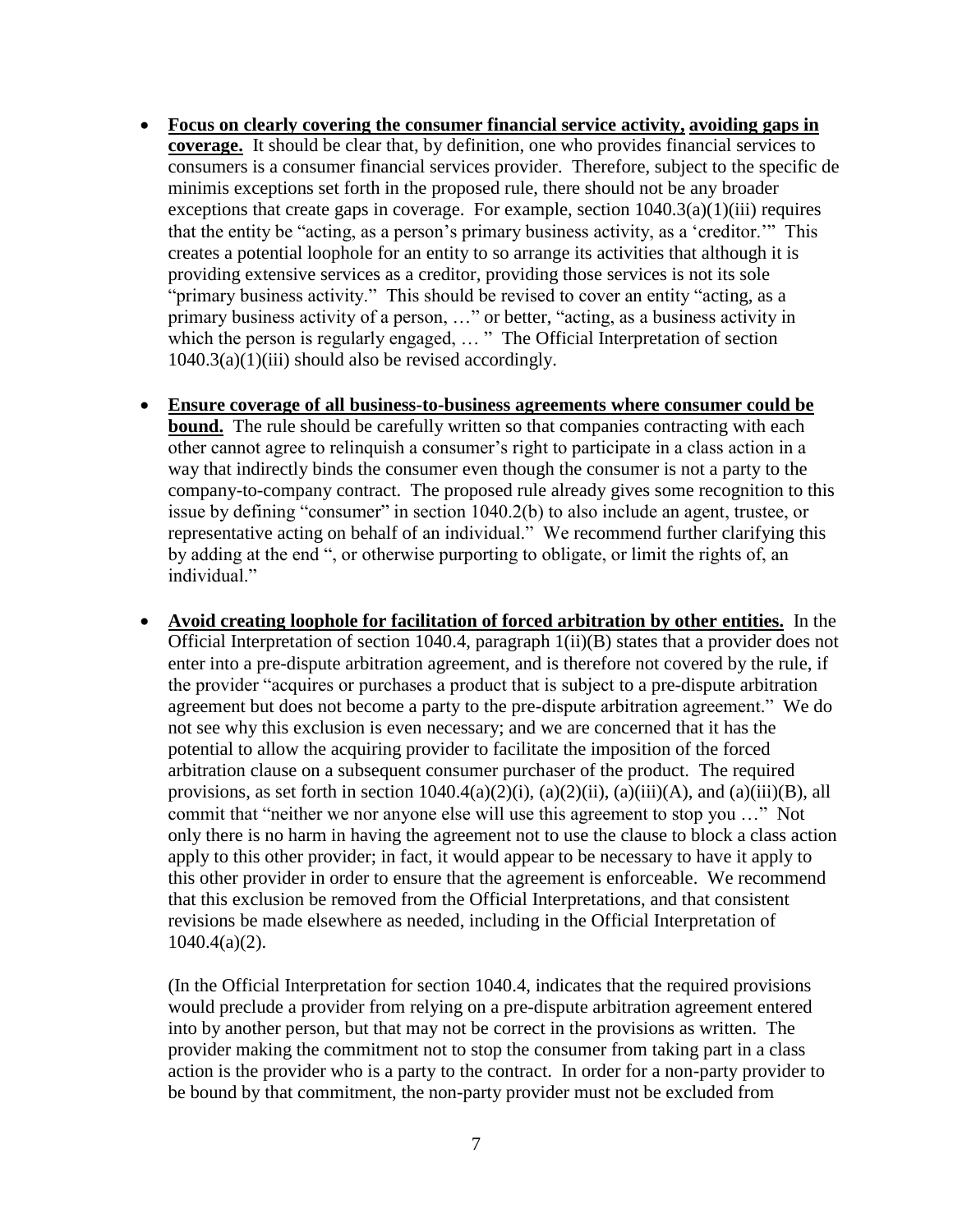- **Focus on clearly covering the consumer financial service activity, avoiding gaps in coverage.** It should be clear that, by definition, one who provides financial services to consumers is a consumer financial services provider. Therefore, subject to the specific de minimis exceptions set forth in the proposed rule, there should not be any broader exceptions that create gaps in coverage. For example, section 1040.3(a)(1)(iii) requires that the entity be "acting, as a person's primary business activity, as a 'creditor.'" This creates a potential loophole for an entity to so arrange its activities that although it is providing extensive services as a creditor, providing those services is not its sole "primary business activity." This should be revised to cover an entity "acting, as a primary business activity of a person, …" or better, "acting, as a business activity in which the person is regularly engaged, … " The Official Interpretation of section 1040.3(a)(1)(iii) should also be revised accordingly.

- **Ensure coverage of all business-to-business agreements where consumer could be bound.** The rule should be carefully written so that companies contracting with each other cannot agree to relinquish a consumer's right to participate in a class action in a way that indirectly binds the consumer even though the consumer is not a party to the company-to-company contract. The proposed rule already gives some recognition to this issue by defining "consumer" in section 1040.2(b) to also include an agent, trustee, or representative acting on behalf of an individual." We recommend further clarifying this by adding at the end ", or otherwise purporting to obligate, or limit the rights of, an individual."

- **Avoid creating loophole for facilitation of forced arbitration by other entities.** In the Official Interpretation of section 1040.4, paragraph 1(ii)(B) states that a provider does not enter into a pre-dispute arbitration agreement, and is therefore not covered by the rule, if the provider "acquires or purchases a product that is subject to a pre-dispute arbitration agreement but does not become a party to the pre-dispute arbitration agreement." We do not see why this exclusion is even necessary; and we are concerned that it has the potential to allow the acquiring provider to facilitate the imposition of the forced arbitration clause on a subsequent consumer purchaser of the product. The required provisions, as set forth in section 1040.4(a)(2)(i), (a)(2)(ii), (a)(iii)(A), and (a)(iii)(B), all commit that "neither we nor anyone else will use this agreement to stop you …" Not only there is no harm in having the agreement not to use the clause to block a class action apply to this other provider; in fact, it would appear to be necessary to have it apply to this other provider in order to ensure that the agreement is enforceable. We recommend that this exclusion be removed from the Official Interpretations, and that consistent revisions be made elsewhere as needed, including in the Official Interpretation of 1040.4(a)(2).

  (In the Official Interpretation for section 1040.4, indicates that the required provisions would preclude a provider from relying on a pre-dispute arbitration agreement entered into by another person, but that may not be correct in the provisions as written. The provider making the commitment not to stop the consumer from taking part in a class action is the provider who is a party to the contract. In order for a non-party provider to be bound by that commitment, the non-party provider must not be excluded from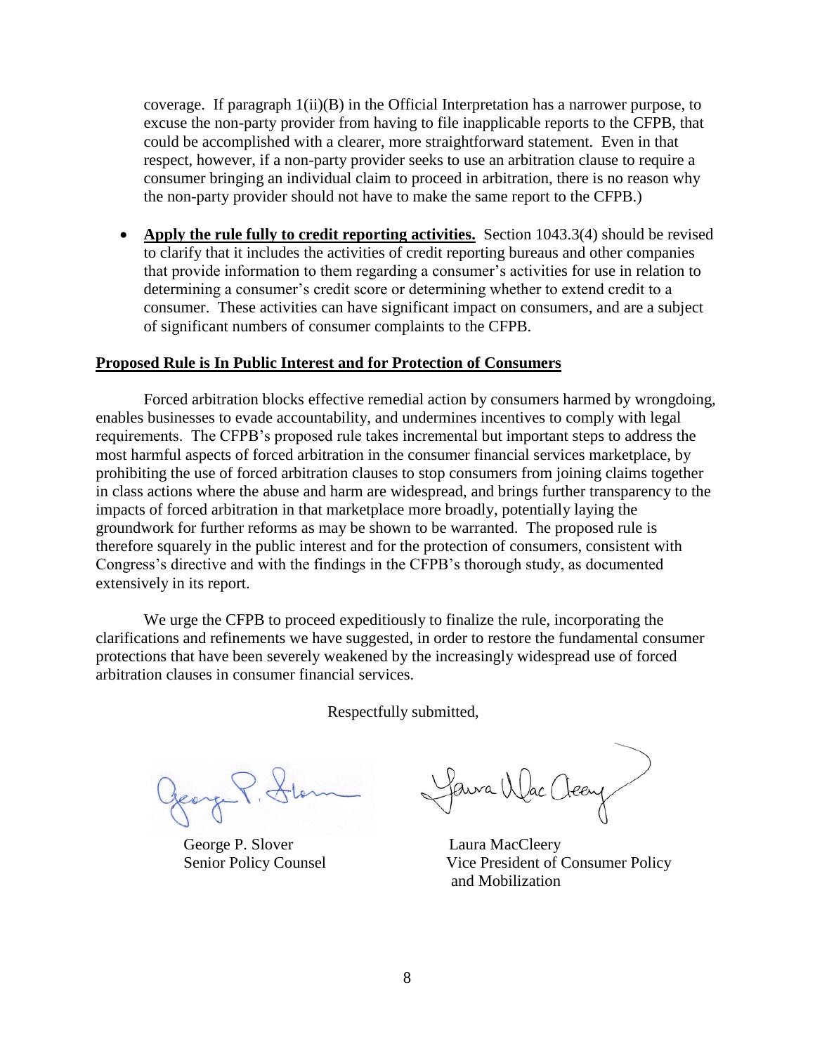coverage. If paragraph 1(ii)(B) in the Official Interpretation has a narrower purpose, to excuse the non-party provider from having to file inapplicable reports to the CFPB, that could be accomplished with a clearer, more straightforward statement. Even in that respect, however, if a non-party provider seeks to use an arbitration clause to require a consumer bringing an individual claim to proceed in arbitration, there is no reason why the non-party provider should not have to make the same report to the CFPB.)

- **Apply the rule fully to credit reporting activities.** Section 1043.3(4) should be revised to clarify that it includes the activities of credit reporting bureaus and other companies that provide information to them regarding a consumer's activities for use in relation to determining a consumer's credit score or determining whether to extend credit to a consumer. These activities can have significant impact on consumers, and are a subject of significant numbers of consumer complaints to the CFPB.

**Proposed Rule is In Public Interest and for Protection of Consumers**

Forced arbitration blocks effective remedial action by consumers harmed by wrongdoing, enables businesses to evade accountability, and undermines incentives to comply with legal requirements. The CFPB's proposed rule takes incremental but important steps to address the most harmful aspects of forced arbitration in the consumer financial services marketplace, by prohibiting the use of forced arbitration clauses to stop consumers from joining claims together in class actions where the abuse and harm are widespread, and brings further transparency to the impacts of forced arbitration in that marketplace more broadly, potentially laying the groundwork for further reforms as may be shown to be warranted. The proposed rule is therefore squarely in the public interest and for the protection of consumers, consistent with Congress's directive and with the findings in the CFPB's thorough study, as documented extensively in its report.

We urge the CFPB to proceed expeditiously to finalize the rule, incorporating the clarifications and refinements we have suggested, in order to restore the fundamental consumer protections that have been severely weakened by the increasingly widespread use of forced arbitration clauses in consumer financial services.

Respectfully submitted,

George P. Slover
Senior Policy Counsel

Laura MacCleery
Vice President of Consumer Policy and Mobilization